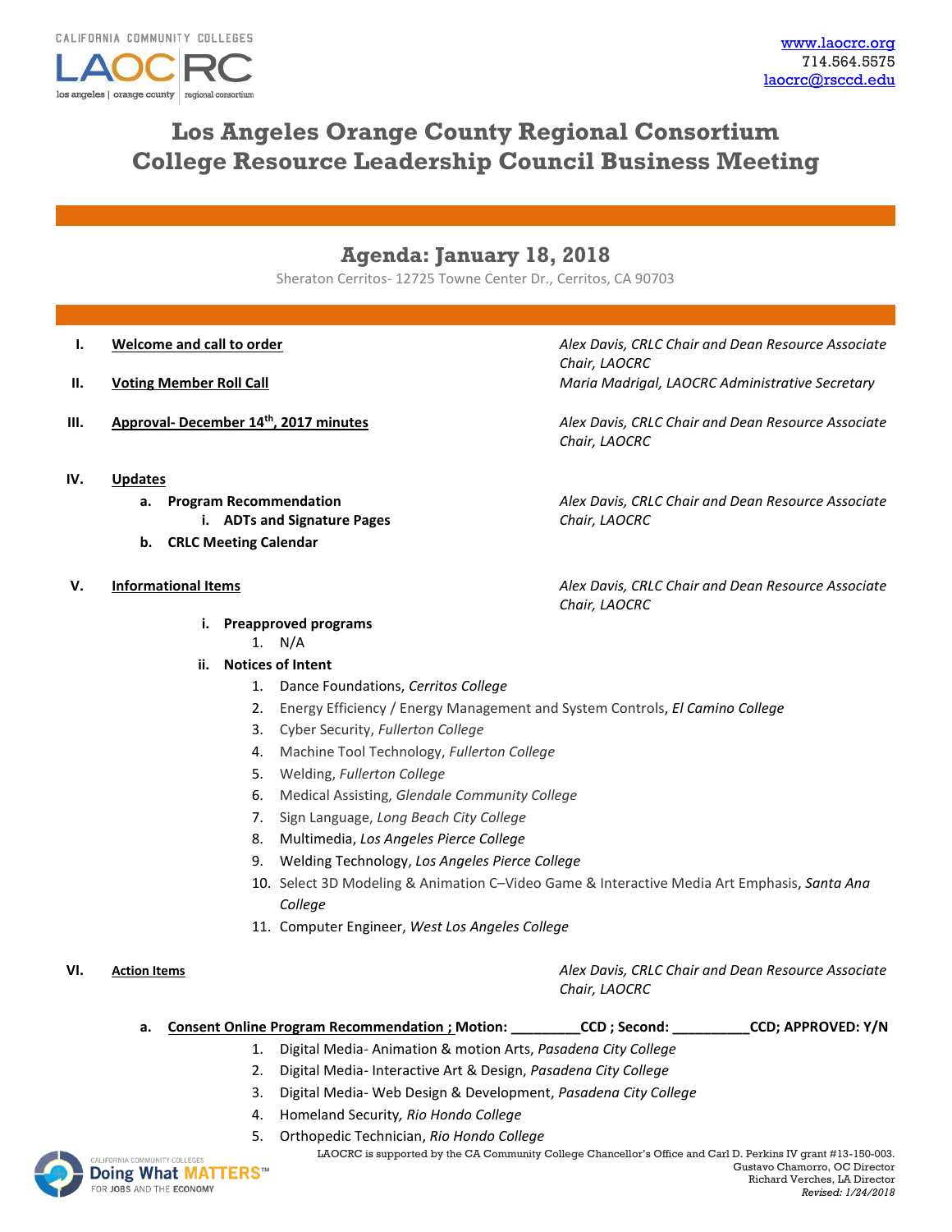CALIFORNIA COMMUNITY COLLEGES
LAOCRC
los angeles | orange county | regional consortium

www.laocrc.org
714.564.5575
laocrc@rsccd.edu

# Los Angeles Orange County Regional Consortium
# College Resource Leadership Council Business Meeting

## Agenda: January 18, 2018

Sheraton Cerritos- 12725 Towne Center Dr., Cerritos, CA 90703

I. **Welcome and call to order** — *Alex Davis, CRLC Chair and Dean Resource Associate Chair, LAOCRC*

II. **Voting Member Roll Call** — *Maria Madrigal, LAOCRC Administrative Secretary*

III. **Approval- December 14th, 2017 minutes** — *Alex Davis, CRLC Chair and Dean Resource Associate Chair, LAOCRC*

IV. **Updates** — *Alex Davis, CRLC Chair and Dean Resource Associate Chair, LAOCRC*
   - a. **Program Recommendation**
     - i. **ADTs and Signature Pages**
   - b. **CRLC Meeting Calendar**

V. **Informational Items** — *Alex Davis, CRLC Chair and Dean Resource Associate Chair, LAOCRC*
   - i. **Preapproved programs**
     1. N/A
   - ii. **Notices of Intent**
     1. Dance Foundations, *Cerritos College*
     2. Energy Efficiency / Energy Management and System Controls, *El Camino College*
     3. Cyber Security, *Fullerton College*
     4. Machine Tool Technology, *Fullerton College*
     5. Welding, *Fullerton College*
     6. Medical Assisting, *Glendale Community College*
     7. Sign Language, *Long Beach City College*
     8. Multimedia, *Los Angeles Pierce College*
     9. Welding Technology, *Los Angeles Pierce College*
     10. Select 3D Modeling & Animation C–Video Game & Interactive Media Art Emphasis, *Santa Ana College*
     11. Computer Engineer, *West Los Angeles College*

VI. **Action Items** — *Alex Davis, CRLC Chair and Dean Resource Associate Chair, LAOCRC*
   - a. **Consent Online Program Recommendation ; Motion: _________CCD ; Second: __________CCD; APPROVED: Y/N**
     1. Digital Media- Animation & motion Arts, *Pasadena City College*
     2. Digital Media- Interactive Art & Design, *Pasadena City College*
     3. Digital Media- Web Design & Development, *Pasadena City College*
     4. Homeland Security, *Rio Hondo College*
     5. Orthopedic Technician, *Rio Hondo College*

CALIFORNIA COMMUNITY COLLEGES Doing What MATTERS™ FOR JOBS AND THE ECONOMY

LAOCRC is supported by the CA Community College Chancellor's Office and Carl D. Perkins IV grant #13-150-003.
Gustavo Chamorro, OC Director
Richard Verches, LA Director
*Revised: 1/24/2018*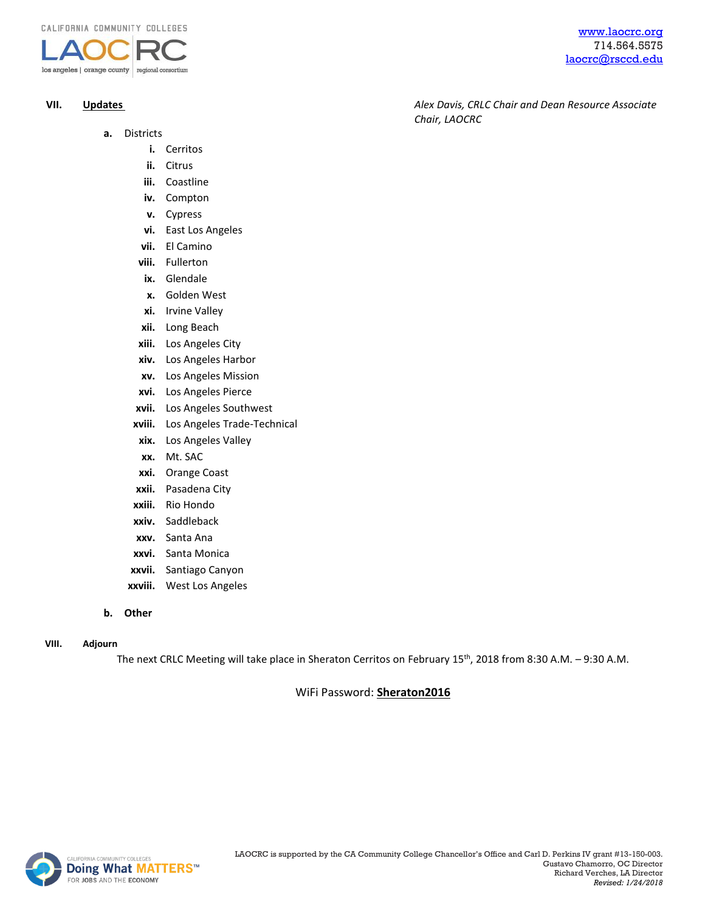VII. **Updates** — *Alex Davis, CRLC Chair and Dean Resource Associate Chair, LAOCRC*

a. Districts
   i. Cerritos
   ii. Citrus
   iii. Coastline
   iv. Compton
   v. Cypress
   vi. East Los Angeles
   vii. El Camino
   viii. Fullerton
   ix. Glendale
   x. Golden West
   xi. Irvine Valley
   xii. Long Beach
   xiii. Los Angeles City
   xiv. Los Angeles Harbor
   xv. Los Angeles Mission
   xvi. Los Angeles Pierce
   xvii. Los Angeles Southwest
   xviii. Los Angeles Trade-Technical
   xix. Los Angeles Valley
   xx. Mt. SAC
   xxi. Orange Coast
   xxii. Pasadena City
   xxiii. Rio Hondo
   xxiv. Saddleback
   xxv. Santa Ana
   xxvi. Santa Monica
   xxvii. Santiago Canyon
   xxviii. West Los Angeles

b. **Other**

VIII. **Adjourn**

The next CRLC Meeting will take place in Sheraton Cerritos on February 15th, 2018 from 8:30 A.M. – 9:30 A.M.

WiFi Password: **Sheraton2016**

LAOCRC is supported by the CA Community College Chancellor's Office and Carl D. Perkins IV grant #13-150-003.
Gustavo Chamorro, OC Director
Richard Verches, LA Director
*Revised: 1/24/2018*